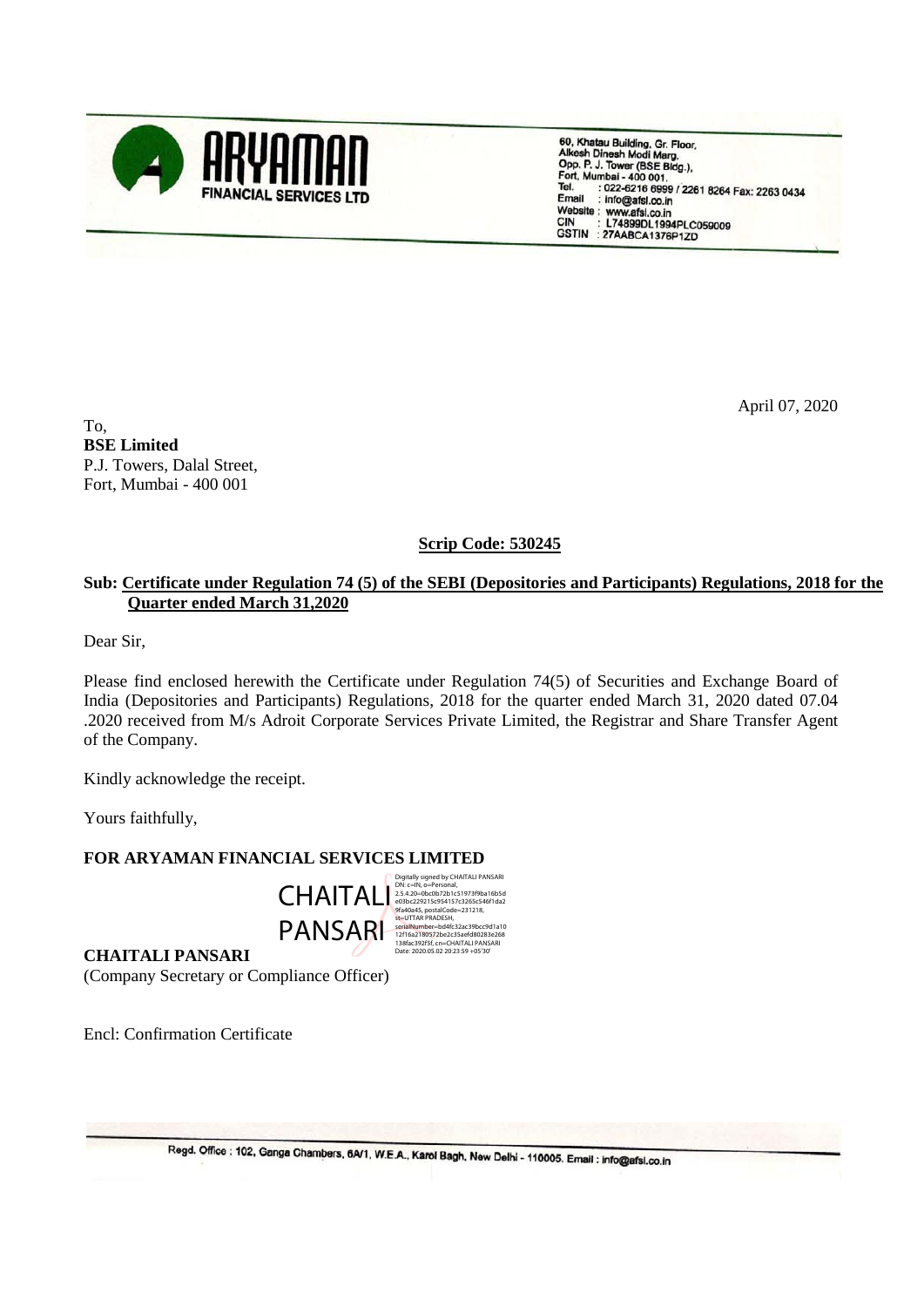**ARYAMAN FINANCIAL SERVICES LTD**

60, Khatau Building, Gr. Floor,
Alkesh Dinesh Modi Marg,
Opp. P. J. Tower (BSE Bldg.),
Fort, Mumbai - 400 001.
Tel. : 022-6216 6999 / 2261 8264 Fax: 2263 0434
Email : info@afsl.co.in
Website : www.afsl.co.in
CIN : L74899DL1994PLC059009
GSTIN : 27AABCA1376P1ZD

April 07, 2020

To,
**BSE Limited**
P.J. Towers, Dalal Street,
Fort, Mumbai - 400 001

**Scrip Code: 530245**

**Sub: Certificate under Regulation 74 (5) of the SEBI (Depositories and Participants) Regulations, 2018 for the Quarter ended March 31,2020**

Dear Sir,

Please find enclosed herewith the Certificate under Regulation 74(5) of Securities and Exchange Board of India (Depositories and Participants) Regulations, 2018 for the quarter ended March 31, 2020 dated 07.04 .2020 received from M/s Adroit Corporate Services Private Limited, the Registrar and Share Transfer Agent of the Company.

Kindly acknowledge the receipt.

Yours faithfully,

**FOR ARYAMAN FINANCIAL SERVICES LIMITED**

CHAITALI PANSARI

Digitally signed by CHAITALI PANSARI
DN: c=IN, o=Personal,
2.5.4.20=0bc0b72b1c51973f9ba16b5de03bc229215c954157c3265c546f1da29fa40a45, postalCode=231218,
st=UTTAR PRADESH,
serialNumber=bd4fc32ac39bcc9d1a1012f16a2180572be2c35aefd80283e268138fac392f5f, cn=CHAITALI PANSARI
Date: 2020.05.02 20:23:59 +05'30'

**CHAITALI PANSARI**
(Company Secretary or Compliance Officer)

Encl: Confirmation Certificate

Regd. Office : 102, Ganga Chambers, 6A/1, W.E.A., Karol Bagh, New Delhi - 110005. Email : info@afsl.co.in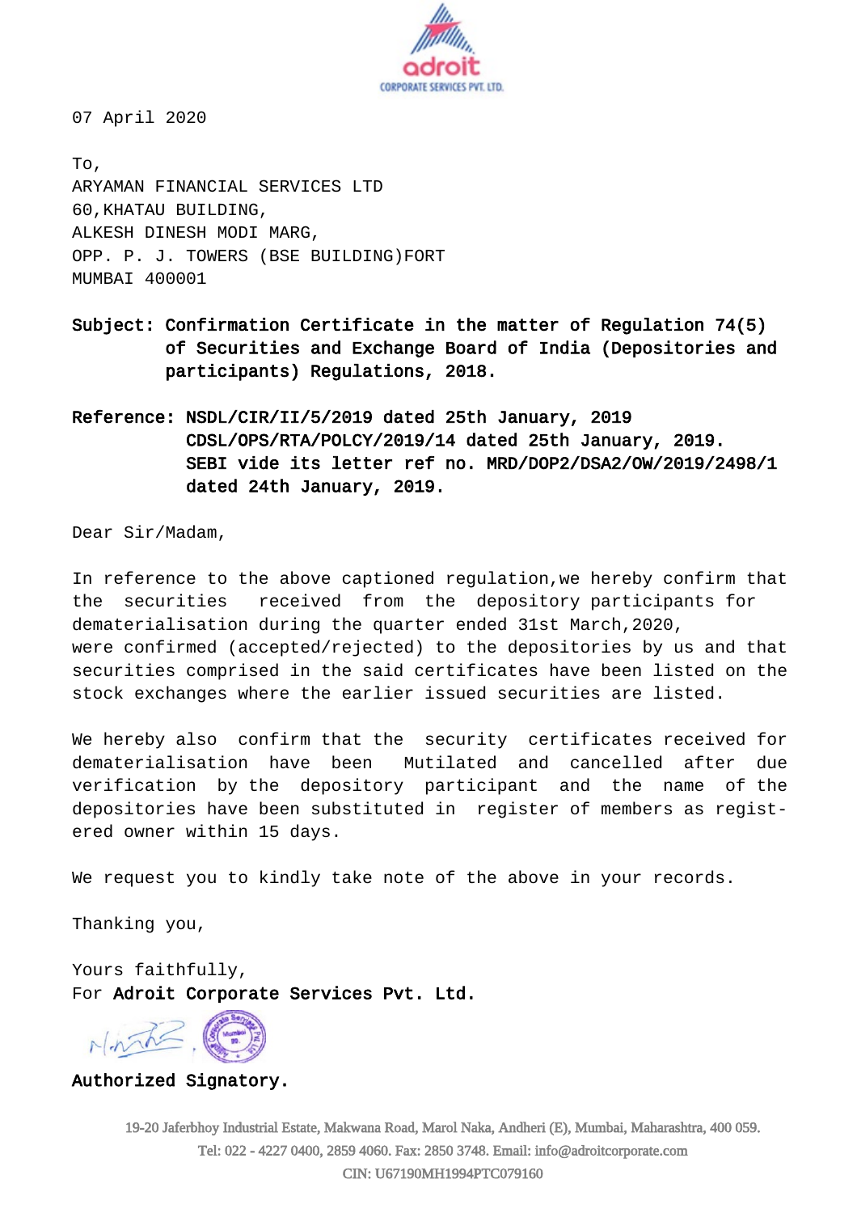adroit
CORPORATE SERVICES PVT. LTD.

07 April 2020

To,
ARYAMAN FINANCIAL SERVICES LTD
60,KHATAU BUILDING,
ALKESH DINESH MODI MARG,
OPP. P. J. TOWERS (BSE BUILDING)FORT
MUMBAI 400001

**Subject: Confirmation Certificate in the matter of Regulation 74(5) of Securities and Exchange Board of India (Depositories and participants) Regulations, 2018.**

**Reference: NSDL/CIR/II/5/2019 dated 25th January, 2019**
**CDSL/OPS/RTA/POLCY/2019/14 dated 25th January, 2019.**
**SEBI vide its letter ref no. MRD/DOP2/DSA2/OW/2019/2498/1 dated 24th January, 2019.**

Dear Sir/Madam,

In reference to the above captioned regulation,we hereby confirm that the securities received from the depository participants for dematerialisation during the quarter ended 31st March,2020, were confirmed (accepted/rejected) to the depositories by us and that securities comprised in the said certificates have been listed on the stock exchanges where the earlier issued securities are listed.

We hereby also confirm that the security certificates received for dematerialisation have been Mutilated and cancelled after due verification by the depository participant and the name of the depositories have been substituted in register of members as registered owner within 15 days.

We request you to kindly take note of the above in your records.

Thanking you,

Yours faithfully,
For **Adroit Corporate Services Pvt. Ltd.**

**Authorized Signatory.**

19-20 Jaferbhoy Industrial Estate, Makwana Road, Marol Naka, Andheri (E), Mumbai, Maharashtra, 400 059.
Tel: 022 - 4227 0400, 2859 4060. Fax: 2850 3748. Email: info@adroitcorporate.com
CIN: U67190MH1994PTC079160